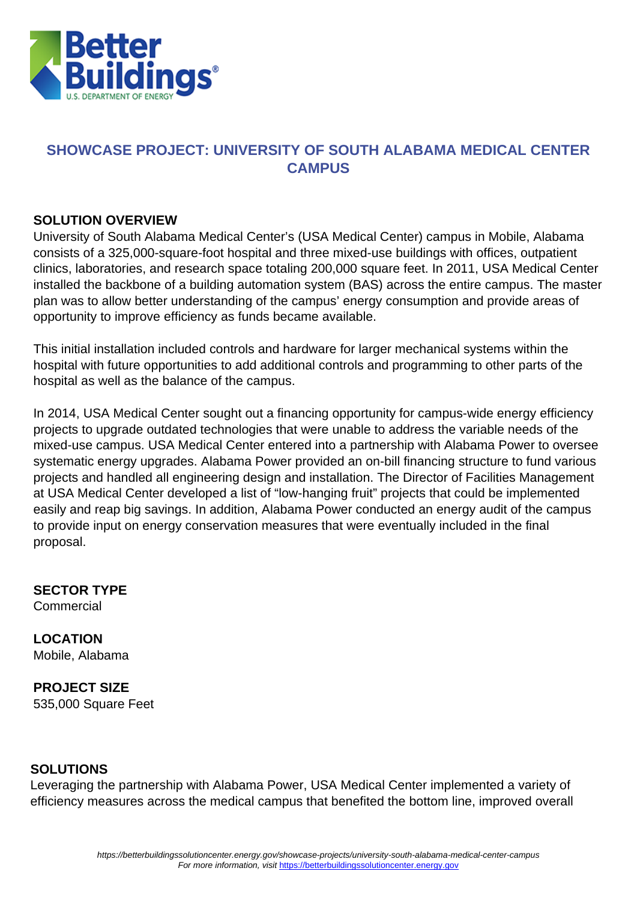# SHOWCASE PROJECT: UNIVERSITY OF SOUTH ALABAMA MEDICAL CENTER CAMPUS

## SOLUTION OVERVIEW

University of South Alabama Medical Center's (USA Medical Center) campus in Mobile, Alabama consists of a 325,000-square-foot hospital and three mixed-use buildings with offices, outpatient clinics, laboratories, and research space totaling 200,000 square feet. In 2011, USA Medical Center installed the backbone of a building automation system (BAS) across the entire campus. The master plan was to allow better understanding of the campus' energy consumption and provide areas of opportunity to improve efficiency as funds became available.

This initial installation included controls and hardware for larger mechanical systems within the hospital with future opportunities to add additional controls and programming to other parts of the hospital as well as the balance of the campus.

In 2014, USA Medical Center sought out a financing opportunity for campus-wide energy efficiency projects to upgrade outdated technologies that were unable to address the variable needs of the mixed-use campus. USA Medical Center entered into a partnership with Alabama Power to oversee systematic energy upgrades. Alabama Power provided an on-bill financing structure to fund various projects and handled all engineering design and installation. The Director of Facilities Management at USA Medical Center developed a list of "low-hanging fruit" projects that could be implemented easily and reap big savings. In addition, Alabama Power conducted an energy audit of the campus to provide input on energy conservation measures that were eventually included in the final proposal.

## SECTOR TYPE

Commercial

## LOCATION

Mobile, Alabama

## PROJECT SIZE

535,000 Square Feet

## SOLUTIONS

Leveraging the partnership with Alabama Power, USA Medical Center implemented a variety of efficiency measures across the medical campus that benefited the bottom line, improved overall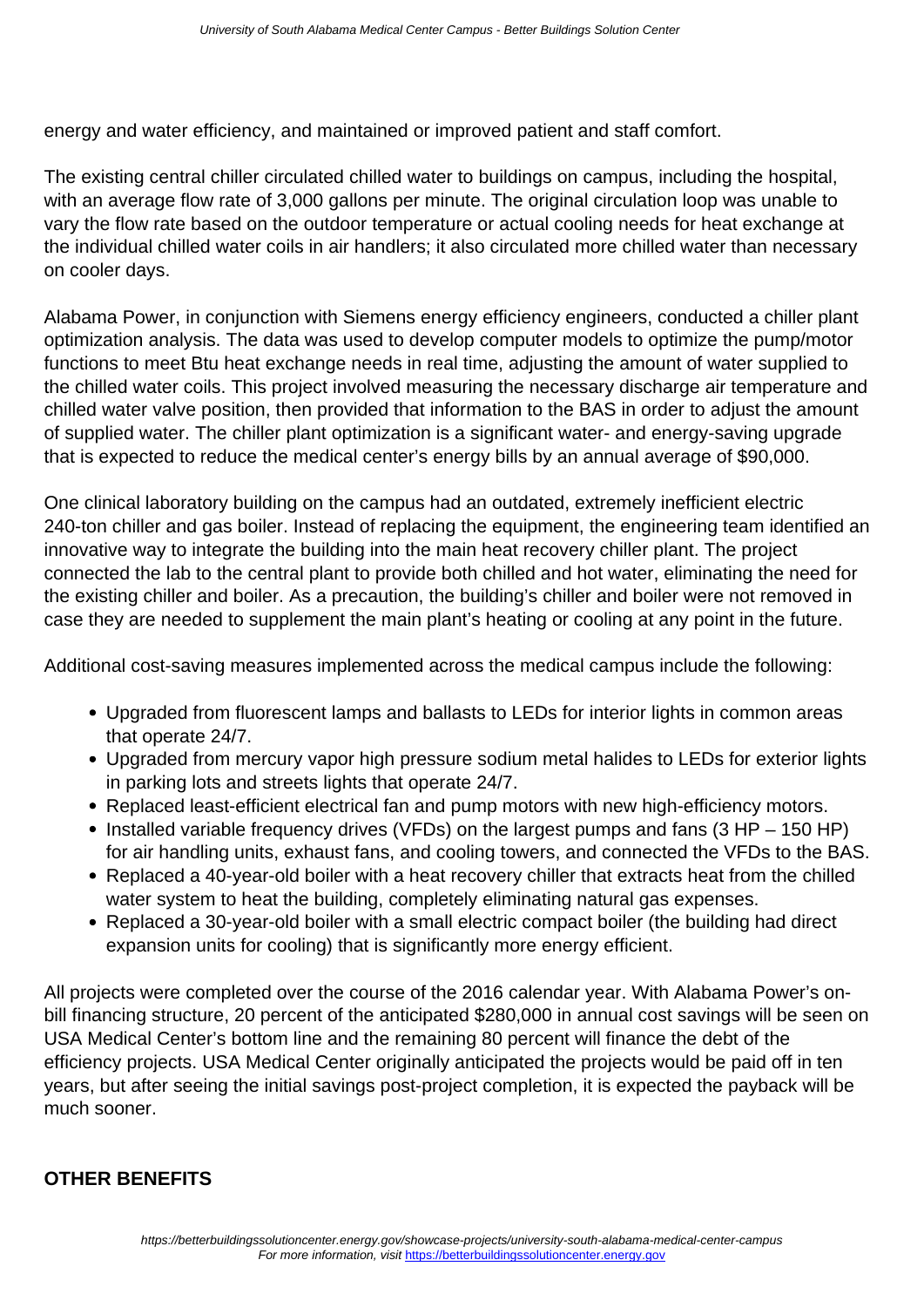energy and water efficiency, and maintained or improved patient and staff comfort.

The existing central chiller circulated chilled water to buildings on campus, including the hospital, with an average flow rate of 3,000 gallons per minute. The original circulation loop was unable to vary the flow rate based on the outdoor temperature or actual cooling needs for heat exchange at the individual chilled water coils in air handlers; it also circulated more chilled water than necessary on cooler days.

Alabama Power, in conjunction with Siemens energy efficiency engineers, conducted a chiller plant optimization analysis. The data was used to develop computer models to optimize the pump/motor functions to meet Btu heat exchange needs in real time, adjusting the amount of water supplied to the chilled water coils. This project involved measuring the necessary discharge air temperature and chilled water valve position, then provided that information to the BAS in order to adjust the amount of supplied water. The chiller plant optimization is a significant water- and energy-saving upgrade that is expected to reduce the medical center's energy bills by an annual average of $90,000.

One clinical laboratory building on the campus had an outdated, extremely inefficient electric 240-ton chiller and gas boiler. Instead of replacing the equipment, the engineering team identified an innovative way to integrate the building into the main heat recovery chiller plant. The project connected the lab to the central plant to provide both chilled and hot water, eliminating the need for the existing chiller and boiler. As a precaution, the building's chiller and boiler were not removed in case they are needed to supplement the main plant's heating or cooling at any point in the future.

Additional cost-saving measures implemented across the medical campus include the following:

- Upgraded from fluorescent lamps and ballasts to LEDs for interior lights in common areas that operate 24/7.
- Upgraded from mercury vapor high pressure sodium metal halides to LEDs for exterior lights in parking lots and streets lights that operate 24/7.
- Replaced least-efficient electrical fan and pump motors with new high-efficiency motors.
- Installed variable frequency drives (VFDs) on the largest pumps and fans (3 HP – 150 HP) for air handling units, exhaust fans, and cooling towers, and connected the VFDs to the BAS.
- Replaced a 40-year-old boiler with a heat recovery chiller that extracts heat from the chilled water system to heat the building, completely eliminating natural gas expenses.
- Replaced a 30-year-old boiler with a small electric compact boiler (the building had direct expansion units for cooling) that is significantly more energy efficient.

All projects were completed over the course of the 2016 calendar year. With Alabama Power's on-bill financing structure, 20 percent of the anticipated $280,000 in annual cost savings will be seen on USA Medical Center's bottom line and the remaining 80 percent will finance the debt of the efficiency projects. USA Medical Center originally anticipated the projects would be paid off in ten years, but after seeing the initial savings post-project completion, it is expected the payback will be much sooner.

## OTHER BENEFITS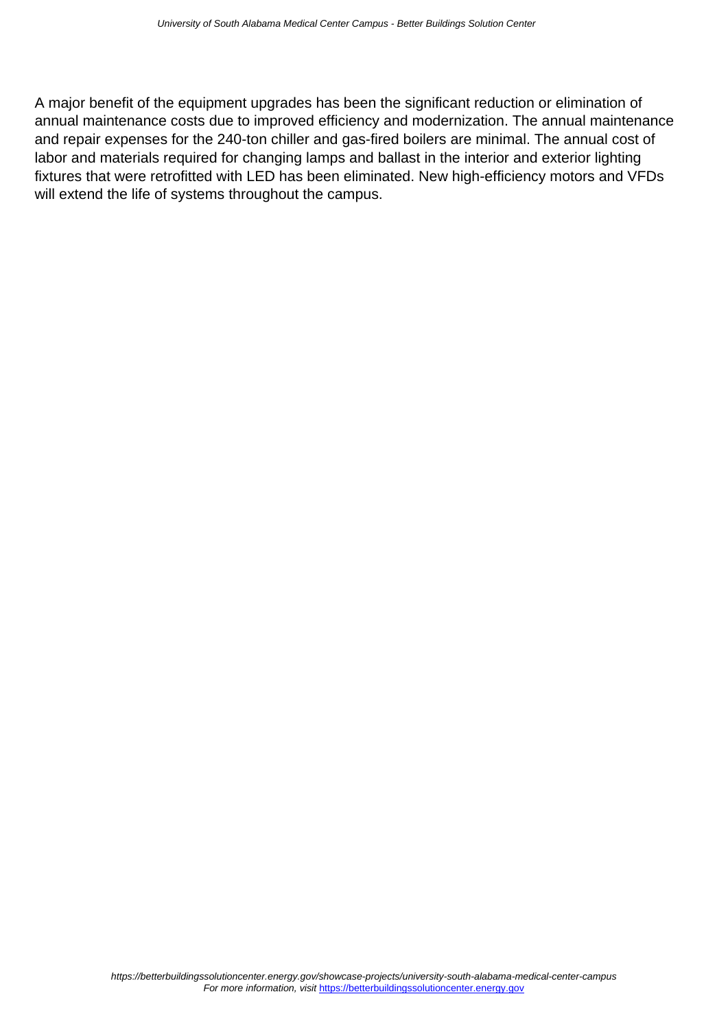A major benefit of the equipment upgrades has been the significant reduction or elimination of annual maintenance costs due to improved efficiency and modernization. The annual maintenance and repair expenses for the 240-ton chiller and gas-fired boilers are minimal. The annual cost of labor and materials required for changing lamps and ballast in the interior and exterior lighting fixtures that were retrofitted with LED has been eliminated. New high-efficiency motors and VFDs will extend the life of systems throughout the campus.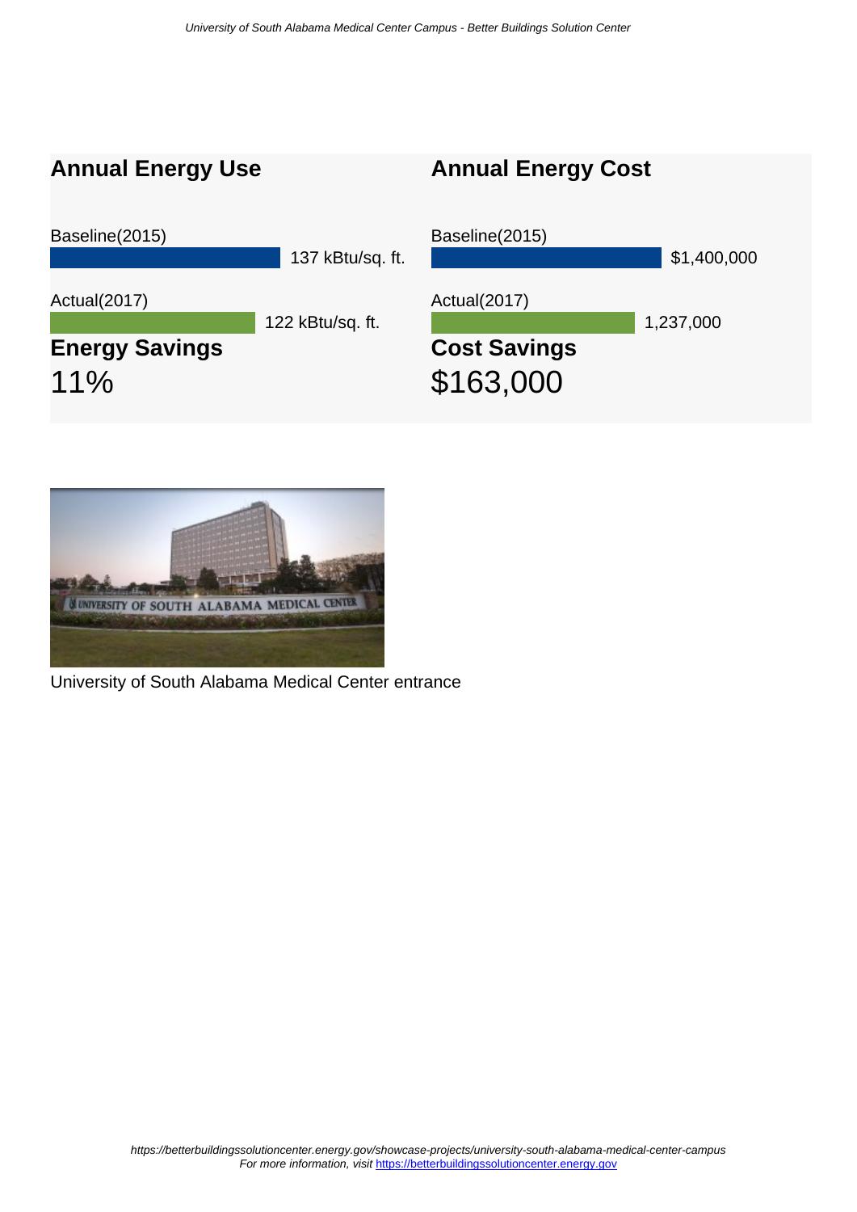## Annual Energy Use

Baseline(2015)

137 kBtu/sq. ft.

Actual(2017)

122 kBtu/sq. ft.

**Energy Savings**

11%

## Annual Energy Cost

Baseline(2015)

$1,400,000

Actual(2017)

1,237,000

**Cost Savings**

$163,000

University of South Alabama Medical Center entrance

https://betterbuildingssolutioncenter.energy.gov/showcase-projects/university-south-alabama-medical-center-campus
For more information, visit https://betterbuildingssolutioncenter.energy.gov